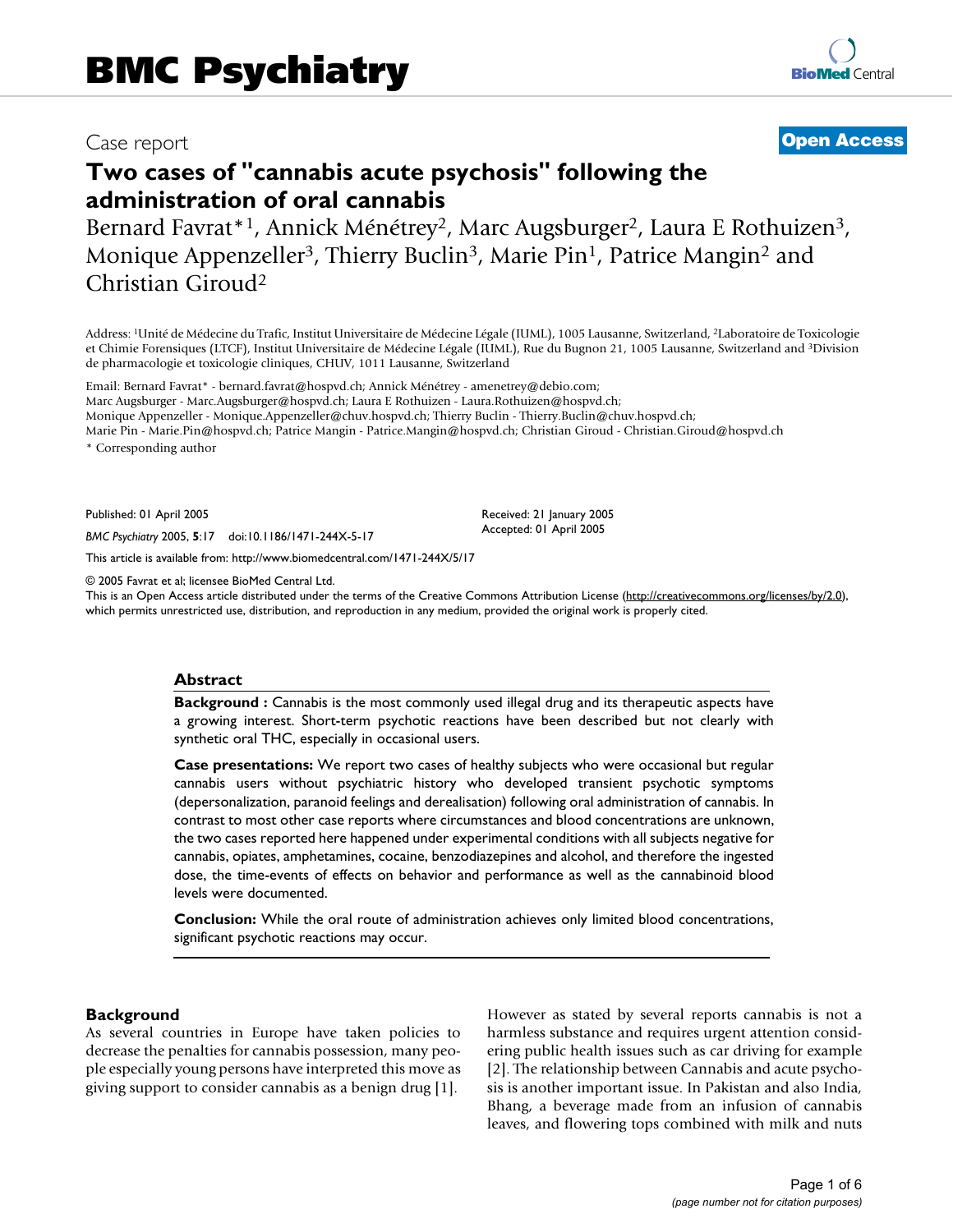# BMC Psychiatry

Case report

**Open Access**

# Two cases of "cannabis acute psychosis" following the administration of oral cannabis

Bernard Favrat*[1], Annick Ménétrey[2], Marc Augsburger[2], Laura E Rothuizen[3], Monique Appenzeller[3], Thierry Buclin[3], Marie Pin[1], Patrice Mangin[2] and Christian Giroud[2]

Address: [1]Unité de Médecine du Trafic, Institut Universitaire de Médecine Légale (IUML), 1005 Lausanne, Switzerland, [2]Laboratoire de Toxicologie et Chimie Forensiques (LTCF), Institut Universitaire de Médecine Légale (IUML), Rue du Bugnon 21, 1005 Lausanne, Switzerland and [3]Division de pharmacologie et toxicologie cliniques, CHUV, 1011 Lausanne, Switzerland

Email: Bernard Favrat* - bernard.favrat@hospvd.ch; Annick Ménétrey - amenetrey@debio.com; Marc Augsburger - Marc.Augsburger@hospvd.ch; Laura E Rothuizen - Laura.Rothuizen@hospvd.ch; Monique Appenzeller - Monique.Appenzeller@chuv.hospvd.ch; Thierry Buclin - Thierry.Buclin@chuv.hospvd.ch; Marie Pin - Marie.Pin@hospvd.ch; Patrice Mangin - Patrice.Mangin@hospvd.ch; Christian Giroud - Christian.Giroud@hospvd.ch

* Corresponding author

Published: 01 April 2005

*BMC Psychiatry* 2005, **5**:17 doi:10.1186/1471-244X-5-17

Received: 21 January 2005
Accepted: 01 April 2005

This article is available from: http://www.biomedcentral.com/1471-244X/5/17

© 2005 Favrat et al; licensee BioMed Central Ltd.
This is an Open Access article distributed under the terms of the Creative Commons Attribution License (http://creativecommons.org/licenses/by/2.0), which permits unrestricted use, distribution, and reproduction in any medium, provided the original work is properly cited.

## Abstract

**Background :** Cannabis is the most commonly used illegal drug and its therapeutic aspects have a growing interest. Short-term psychotic reactions have been described but not clearly with synthetic oral THC, especially in occasional users.

**Case presentations:** We report two cases of healthy subjects who were occasional but regular cannabis users without psychiatric history who developed transient psychotic symptoms (depersonalization, paranoid feelings and derealisation) following oral administration of cannabis. In contrast to most other case reports where circumstances and blood concentrations are unknown, the two cases reported here happened under experimental conditions with all subjects negative for cannabis, opiates, amphetamines, cocaine, benzodiazepines and alcohol, and therefore the ingested dose, the time-events of effects on behavior and performance as well as the cannabinoid blood levels were documented.

**Conclusion:** While the oral route of administration achieves only limited blood concentrations, significant psychotic reactions may occur.

## Background

As several countries in Europe have taken policies to decrease the penalties for cannabis possession, many people especially young persons have interpreted this move as giving support to consider cannabis as a benign drug [1]. However as stated by several reports cannabis is not a harmless substance and requires urgent attention considering public health issues such as car driving for example [2]. The relationship between Cannabis and acute psychosis is another important issue. In Pakistan and also India, Bhang, a beverage made from an infusion of cannabis leaves, and flowering tops combined with milk and nuts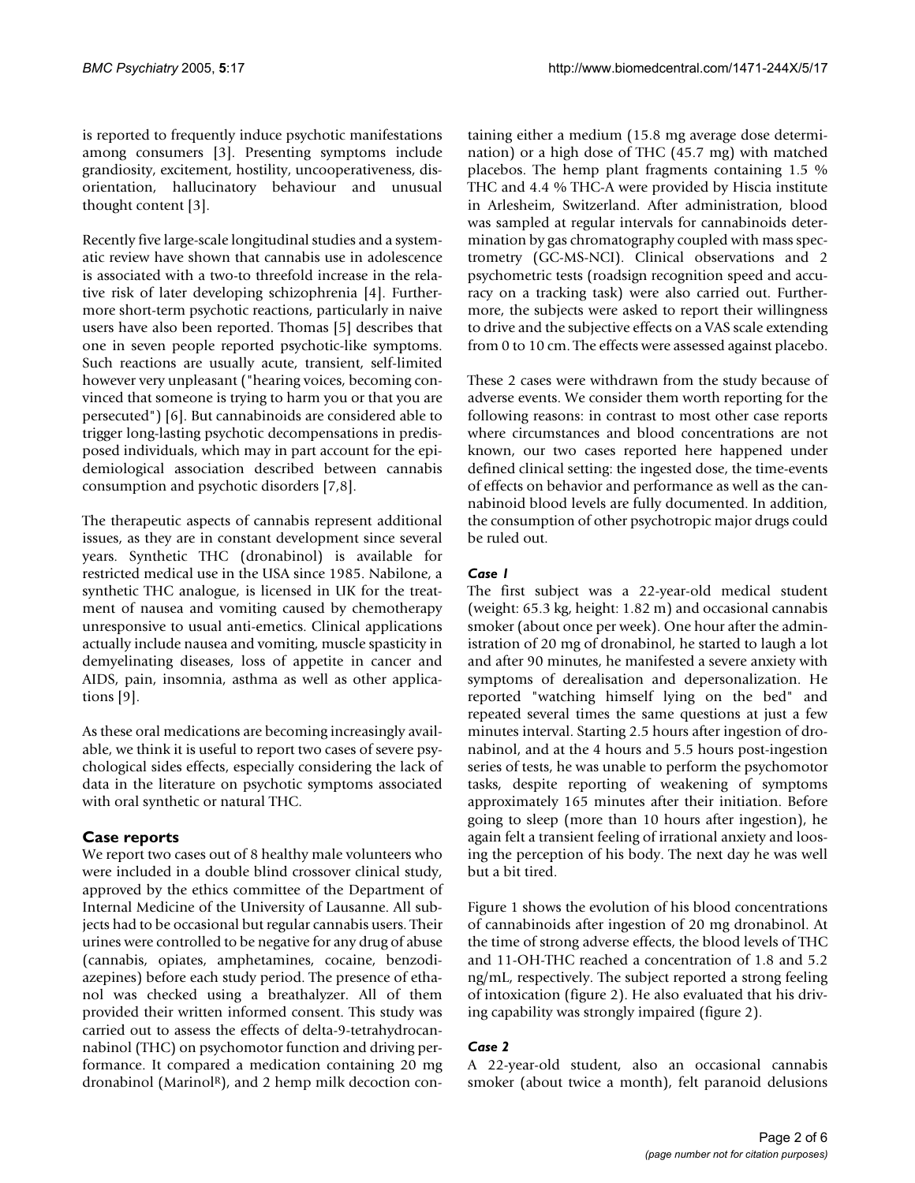is reported to frequently induce psychotic manifestations among consumers [3]. Presenting symptoms include grandiosity, excitement, hostility, uncooperativeness, disorientation, hallucinatory behaviour and unusual thought content [3].

Recently five large-scale longitudinal studies and a systematic review have shown that cannabis use in adolescence is associated with a two-to threefold increase in the relative risk of later developing schizophrenia [4]. Furthermore short-term psychotic reactions, particularly in naive users have also been reported. Thomas [5] describes that one in seven people reported psychotic-like symptoms. Such reactions are usually acute, transient, self-limited however very unpleasant ("hearing voices, becoming convinced that someone is trying to harm you or that you are persecuted") [6]. But cannabinoids are considered able to trigger long-lasting psychotic decompensations in predisposed individuals, which may in part account for the epidemiological association described between cannabis consumption and psychotic disorders [7,8].

The therapeutic aspects of cannabis represent additional issues, as they are in constant development since several years. Synthetic THC (dronabinol) is available for restricted medical use in the USA since 1985. Nabilone, a synthetic THC analogue, is licensed in UK for the treatment of nausea and vomiting caused by chemotherapy unresponsive to usual anti-emetics. Clinical applications actually include nausea and vomiting, muscle spasticity in demyelinating diseases, loss of appetite in cancer and AIDS, pain, insomnia, asthma as well as other applications [9].

As these oral medications are becoming increasingly available, we think it is useful to report two cases of severe psychological sides effects, especially considering the lack of data in the literature on psychotic symptoms associated with oral synthetic or natural THC.

## Case reports

We report two cases out of 8 healthy male volunteers who were included in a double blind crossover clinical study, approved by the ethics committee of the Department of Internal Medicine of the University of Lausanne. All subjects had to be occasional but regular cannabis users. Their urines were controlled to be negative for any drug of abuse (cannabis, opiates, amphetamines, cocaine, benzodiazepines) before each study period. The presence of ethanol was checked using a breathalyzer. All of them provided their written informed consent. This study was carried out to assess the effects of delta-9-tetrahydrocannabinol (THC) on psychomotor function and driving performance. It compared a medication containing 20 mg dronabinol (Marinol[R]), and 2 hemp milk decoction containing either a medium (15.8 mg average dose determination) or a high dose of THC (45.7 mg) with matched placebos. The hemp plant fragments containing 1.5 % THC and 4.4 % THC-A were provided by Hiscia institute in Arlesheim, Switzerland. After administration, blood was sampled at regular intervals for cannabinoids determination by gas chromatography coupled with mass spectrometry (GC-MS-NCI). Clinical observations and 2 psychometric tests (roadsign recognition speed and accuracy on a tracking task) were also carried out. Furthermore, the subjects were asked to report their willingness to drive and the subjective effects on a VAS scale extending from 0 to 10 cm. The effects were assessed against placebo.

These 2 cases were withdrawn from the study because of adverse events. We consider them worth reporting for the following reasons: in contrast to most other case reports where circumstances and blood concentrations are not known, our two cases reported here happened under defined clinical setting: the ingested dose, the time-events of effects on behavior and performance as well as the cannabinoid blood levels are fully documented. In addition, the consumption of other psychotropic major drugs could be ruled out.

### *Case 1*

The first subject was a 22-year-old medical student (weight: 65.3 kg, height: 1.82 m) and occasional cannabis smoker (about once per week). One hour after the administration of 20 mg of dronabinol, he started to laugh a lot and after 90 minutes, he manifested a severe anxiety with symptoms of derealisation and depersonalization. He reported "watching himself lying on the bed" and repeated several times the same questions at just a few minutes interval. Starting 2.5 hours after ingestion of dronabinol, and at the 4 hours and 5.5 hours post-ingestion series of tests, he was unable to perform the psychomotor tasks, despite reporting of weakening of symptoms approximately 165 minutes after their initiation. Before going to sleep (more than 10 hours after ingestion), he again felt a transient feeling of irrational anxiety and loosing the perception of his body. The next day he was well but a bit tired.

Figure 1 shows the evolution of his blood concentrations of cannabinoids after ingestion of 20 mg dronabinol. At the time of strong adverse effects, the blood levels of THC and 11-OH-THC reached a concentration of 1.8 and 5.2 ng/mL, respectively. The subject reported a strong feeling of intoxication (figure 2). He also evaluated that his driving capability was strongly impaired (figure 2).

### *Case 2*

A 22-year-old student, also an occasional cannabis smoker (about twice a month), felt paranoid delusions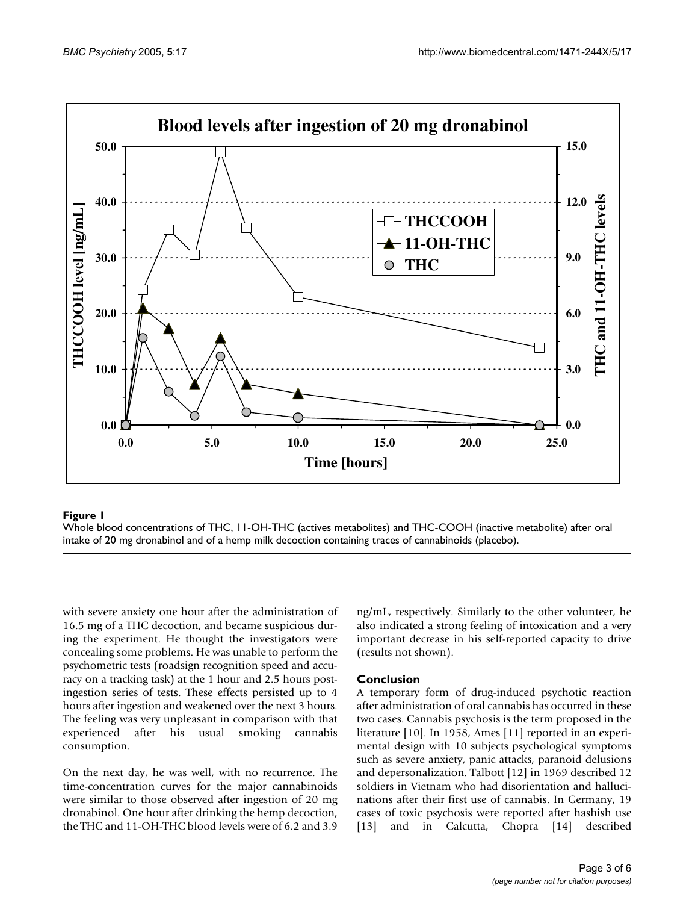**Figure 1**

Whole blood concentrations of THC, 11-OH-THC (actives metabolites) and THC-COOH (inactive metabolite) after oral intake of 20 mg dronabinol and of a hemp milk decoction containing traces of cannabinoids (placebo).

with severe anxiety one hour after the administration of 16.5 mg of a THC decoction, and became suspicious during the experiment. He thought the investigators were concealing some problems. He was unable to perform the psychometric tests (roadsign recognition speed and accuracy on a tracking task) at the 1 hour and 2.5 hours post-ingestion series of tests. These effects persisted up to 4 hours after ingestion and weakened over the next 3 hours. The feeling was very unpleasant in comparison with that experienced after his usual smoking cannabis consumption.

On the next day, he was well, with no recurrence. The time-concentration curves for the major cannabinoids were similar to those observed after ingestion of 20 mg dronabinol. One hour after drinking the hemp decoction, the THC and 11-OH-THC blood levels were of 6.2 and 3.9 ng/mL, respectively. Similarly to the other volunteer, he also indicated a strong feeling of intoxication and a very important decrease in his self-reported capacity to drive (results not shown).

## Conclusion

A temporary form of drug-induced psychotic reaction after administration of oral cannabis has occurred in these two cases. Cannabis psychosis is the term proposed in the literature [10]. In 1958, Ames [11] reported in an experimental design with 10 subjects psychological symptoms such as severe anxiety, panic attacks, paranoid delusions and depersonalization. Talbott [12] in 1969 described 12 soldiers in Vietnam who had disorientation and hallucinations after their first use of cannabis. In Germany, 19 cases of toxic psychosis were reported after hashish use [13] and in Calcutta, Chopra [14] described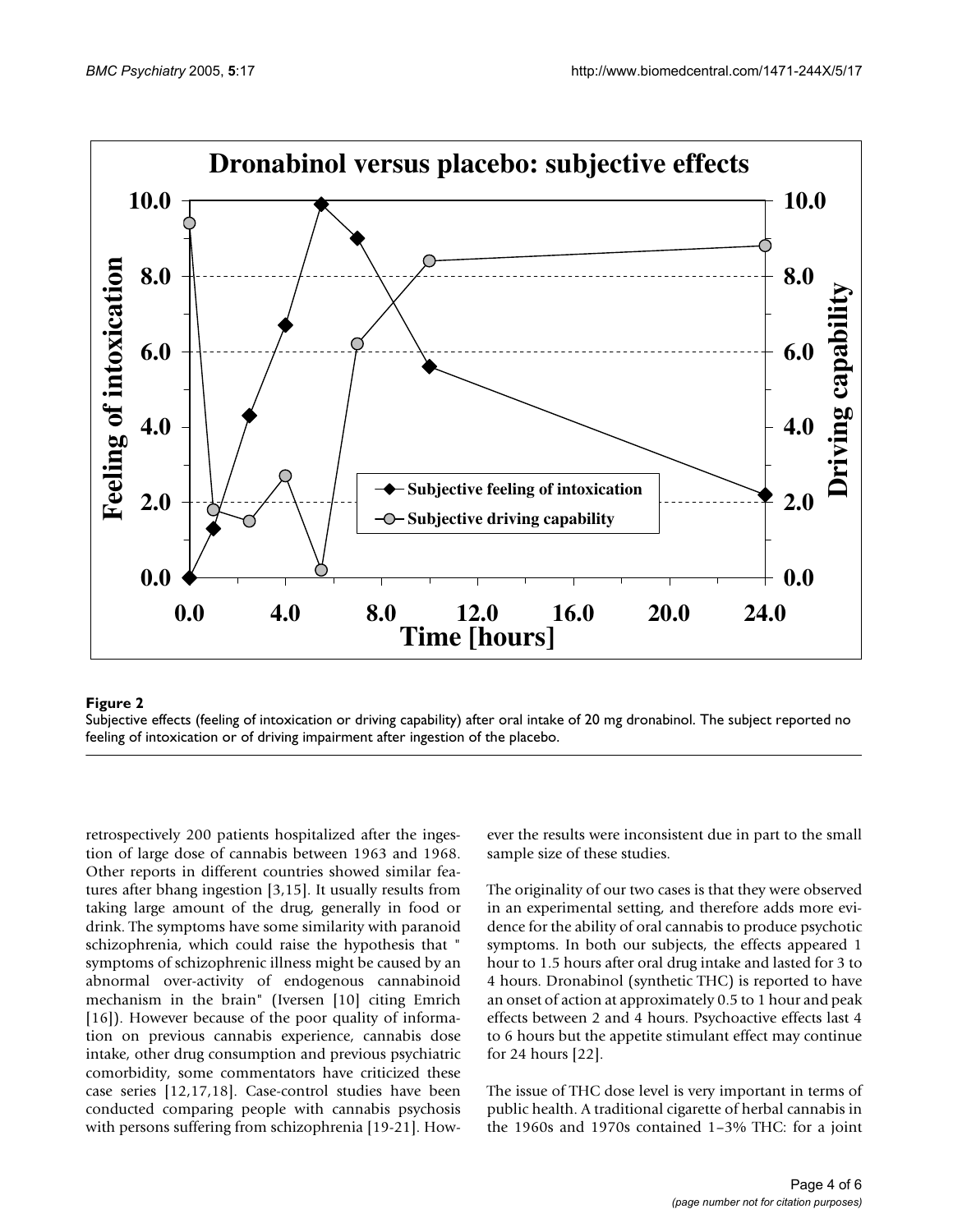**Figure 2**

Subjective effects (feeling of intoxication or driving capability) after oral intake of 20 mg dronabinol. The subject reported no feeling of intoxication or of driving impairment after ingestion of the placebo.

retrospectively 200 patients hospitalized after the ingestion of large dose of cannabis between 1963 and 1968. Other reports in different countries showed similar features after bhang ingestion [3,15]. It usually results from taking large amount of the drug, generally in food or drink. The symptoms have some similarity with paranoid schizophrenia, which could raise the hypothesis that " symptoms of schizophrenic illness might be caused by an abnormal over-activity of endogenous cannabinoid mechanism in the brain" (Iversen [10] citing Emrich [16]). However because of the poor quality of information on previous cannabis experience, cannabis dose intake, other drug consumption and previous psychiatric comorbidity, some commentators have criticized these case series [12,17,18]. Case-control studies have been conducted comparing people with cannabis psychosis with persons suffering from schizophrenia [19-21]. However the results were inconsistent due in part to the small sample size of these studies.

The originality of our two cases is that they were observed in an experimental setting, and therefore adds more evidence for the ability of oral cannabis to produce psychotic symptoms. In both our subjects, the effects appeared 1 hour to 1.5 hours after oral drug intake and lasted for 3 to 4 hours. Dronabinol (synthetic THC) is reported to have an onset of action at approximately 0.5 to 1 hour and peak effects between 2 and 4 hours. Psychoactive effects last 4 to 6 hours but the appetite stimulant effect may continue for 24 hours [22].

The issue of THC dose level is very important in terms of public health. A traditional cigarette of herbal cannabis in the 1960s and 1970s contained 1–3% THC: for a joint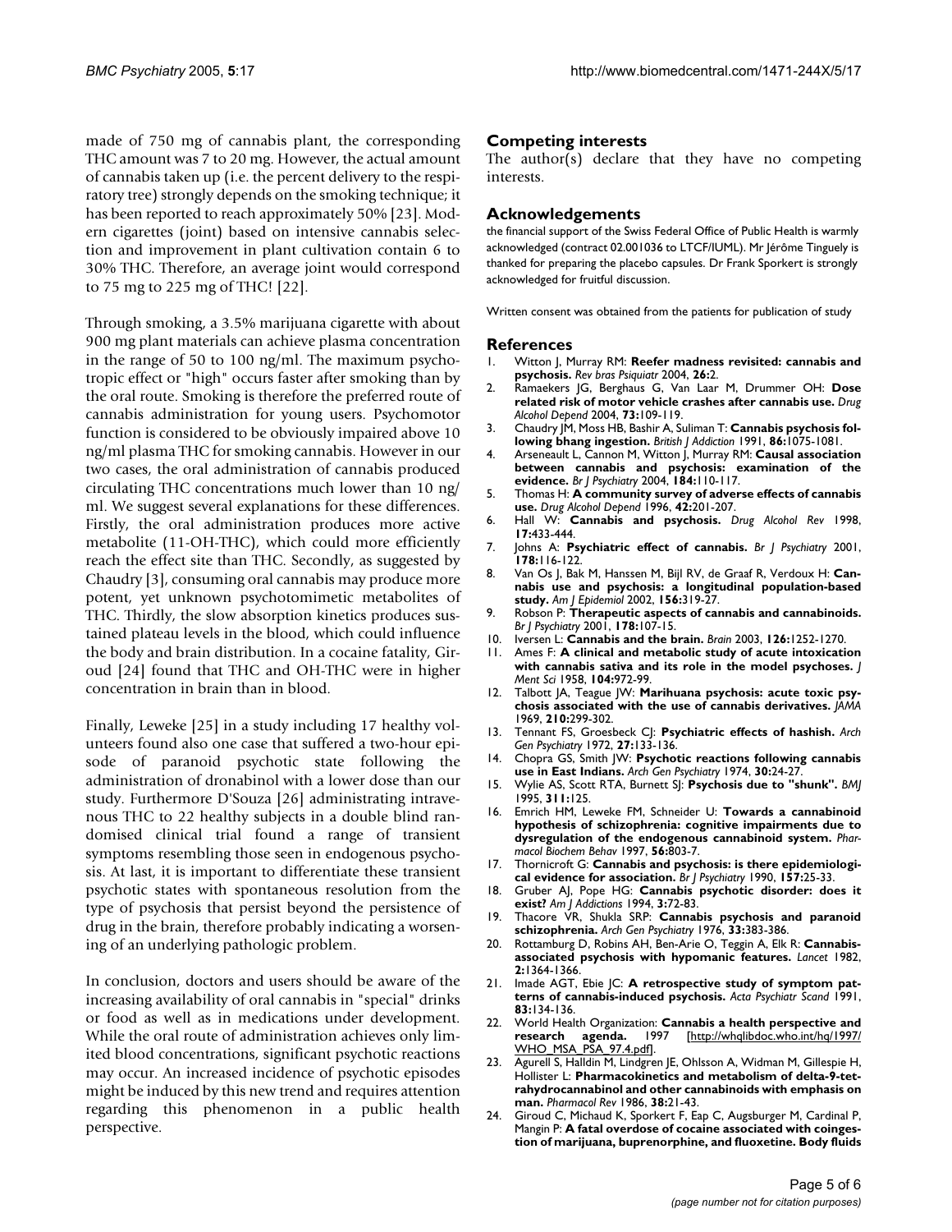made of 750 mg of cannabis plant, the corresponding THC amount was 7 to 20 mg. However, the actual amount of cannabis taken up (i.e. the percent delivery to the respiratory tree) strongly depends on the smoking technique; it has been reported to reach approximately 50% [23]. Modern cigarettes (joint) based on intensive cannabis selection and improvement in plant cultivation contain 6 to 30% THC. Therefore, an average joint would correspond to 75 mg to 225 mg of THC! [22].

Through smoking, a 3.5% marijuana cigarette with about 900 mg plant materials can achieve plasma concentration in the range of 50 to 100 ng/ml. The maximum psychotropic effect or "high" occurs faster after smoking than by the oral route. Smoking is therefore the preferred route of cannabis administration for young users. Psychomotor function is considered to be obviously impaired above 10 ng/ml plasma THC for smoking cannabis. However in our two cases, the oral administration of cannabis produced circulating THC concentrations much lower than 10 ng/ml. We suggest several explanations for these differences. Firstly, the oral administration produces more active metabolite (11-OH-THC), which could more efficiently reach the effect site than THC. Secondly, as suggested by Chaudry [3], consuming oral cannabis may produce more potent, yet unknown psychotomimetic metabolites of THC. Thirdly, the slow absorption kinetics produces sustained plateau levels in the blood, which could influence the body and brain distribution. In a cocaine fatality, Giroud [24] found that THC and OH-THC were in higher concentration in brain than in blood.

Finally, Leweke [25] in a study including 17 healthy volunteers found also one case that suffered a two-hour episode of paranoid psychotic state following the administration of dronabinol with a lower dose than our study. Furthermore D'Souza [26] administrating intravenous THC to 22 healthy subjects in a double blind randomised clinical trial found a range of transient symptoms resembling those seen in endogenous psychosis. At last, it is important to differentiate these transient psychotic states with spontaneous resolution from the type of psychosis that persist beyond the persistence of drug in the brain, therefore probably indicating a worsening of an underlying pathologic problem.

In conclusion, doctors and users should be aware of the increasing availability of oral cannabis in "special" drinks or food as well as in medications under development. While the oral route of administration achieves only limited blood concentrations, significant psychotic reactions may occur. An increased incidence of psychotic episodes might be induced by this new trend and requires attention regarding this phenomenon in a public health perspective.

## Competing interests

The author(s) declare that they have no competing interests.

## Acknowledgements

the financial support of the Swiss Federal Office of Public Health is warmly acknowledged (contract 02.001036 to LTCF/IUML). Mr Jérôme Tinguely is thanked for preparing the placebo capsules. Dr Frank Sporkert is strongly acknowledged for fruitful discussion.

Written consent was obtained from the patients for publication of study

## References

1. Witton J, Murray RM: **Reefer madness revisited: cannabis and psychosis.** *Rev bras Psiquiatr* 2004, **26**:2.
2. Ramaekers JG, Berghaus G, Van Laar M, Drummer OH: **Dose related risk of motor vehicle crashes after cannabis use.** *Drug Alcohol Depend* 2004, **73**:109-119.
3. Chaudry JM, Moss HB, Bashir A, Suliman T: **Cannabis psychosis following bhang ingestion.** *British J Addiction* 1991, **86**:1075-1081.
4. Arseneault L, Cannon M, Witton J, Murray RM: **Causal association between cannabis and psychosis: examination of the evidence.** *Br J Psychiatry* 2004, **184**:110-117.
5. Thomas H: **A community survey of adverse effects of cannabis use.** *Drug Alcohol Depend* 1996, **42**:201-207.
6. Hall W: **Cannabis and psychosis.** *Drug Alcohol Rev* 1998, **17**:433-444.
7. Johns A: **Psychiatric effect of cannabis.** *Br J Psychiatry* 2001, **178**:116-122.
8. Van Os J, Bak M, Hanssen M, Bijl RV, de Graaf R, Verdoux H: **Cannabis use and psychosis: a longitudinal population-based study.** *Am J Epidemiol* 2002, **156**:319-27.
9. Robson P: **Therapeutic aspects of cannabis and cannabinoids.** *Br J Psychiatry* 2001, **178**:107-15.
10. Iversen L: **Cannabis and the brain.** *Brain* 2003, **126**:1252-1270.
11. Ames F: **A clinical and metabolic study of acute intoxication with cannabis sativa and its role in the model psychoses.** *J Ment Sci* 1958, **104**:972-99.
12. Talbott JA, Teague JW: **Marihuana psychosis: acute toxic psychosis associated with the use of cannabis derivatives.** *JAMA* 1969, **210**:299-302.
13. Tennant FS, Groesbeck CJ: **Psychiatric effects of hashish.** *Arch Gen Psychiatry* 1972, **27**:133-136.
14. Chopra GS, Smith JW: **Psychotic reactions following cannabis use in East Indians.** *Arch Gen Psychiatry* 1974, **30**:24-27.
15. Wylie AS, Scott RTA, Burnett SJ: **Psychosis due to "shunk".** *BMJ* 1995, **311**:125.
16. Emrich HM, Leweke FM, Schneider U: **Towards a cannabinoid hypothesis of schizophrenia: cognitive impairments due to dysregulation of the endogenous cannabinoid system.** *Pharmacol Biochem Behav* 1997, **56**:803-7.
17. Thornicroft G: **Cannabis and psychosis: is there epidemiological evidence for association.** *Br J Psychiatry* 1990, **157**:25-33.
18. Gruber AJ, Pope HG: **Cannabis psychotic disorder: does it exist?** *Am J Addictions* 1994, **3**:72-83.
19. Thacore VR, Shukla SRP: **Cannabis psychosis and paranoid schizophrenia.** *Arch Gen Psychiatry* 1976, **33**:383-386.
20. Rottamburg D, Robins AH, Ben-Arie O, Teggin A, Elk R: **Cannabis-associated psychosis with hypomanic features.** *Lancet* 1982, **2**:1364-1366.
21. Imade AGT, Ebie JC: **A retrospective study of symptom patterns of cannabis-induced psychosis.** *Acta Psychiatr Scand* 1991, **83**:134-136.
22. World Health Organization: **Cannabis a health perspective and research agenda.** 1997 [http://whqlibdoc.who.int/hq/1997/WHO_MSA_PSA_97.4.pdf].
23. Agurell S, Halldin M, Lindgren JE, Ohlsson A, Widman M, Gillespie H, Hollister L: **Pharmacokinetics and metabolism of delta-9-tetrahydrocannabinol and other cannabinoids with emphasis on man.** *Pharmacol Rev* 1986, **38**:21-43.
24. Giroud C, Michaud K, Sporkert F, Eap C, Augsburger M, Cardinal P, Mangin P: **A fatal overdose of cocaine associated with coingestion of marijuana, buprenorphine, and fluoxetine. Body fluids**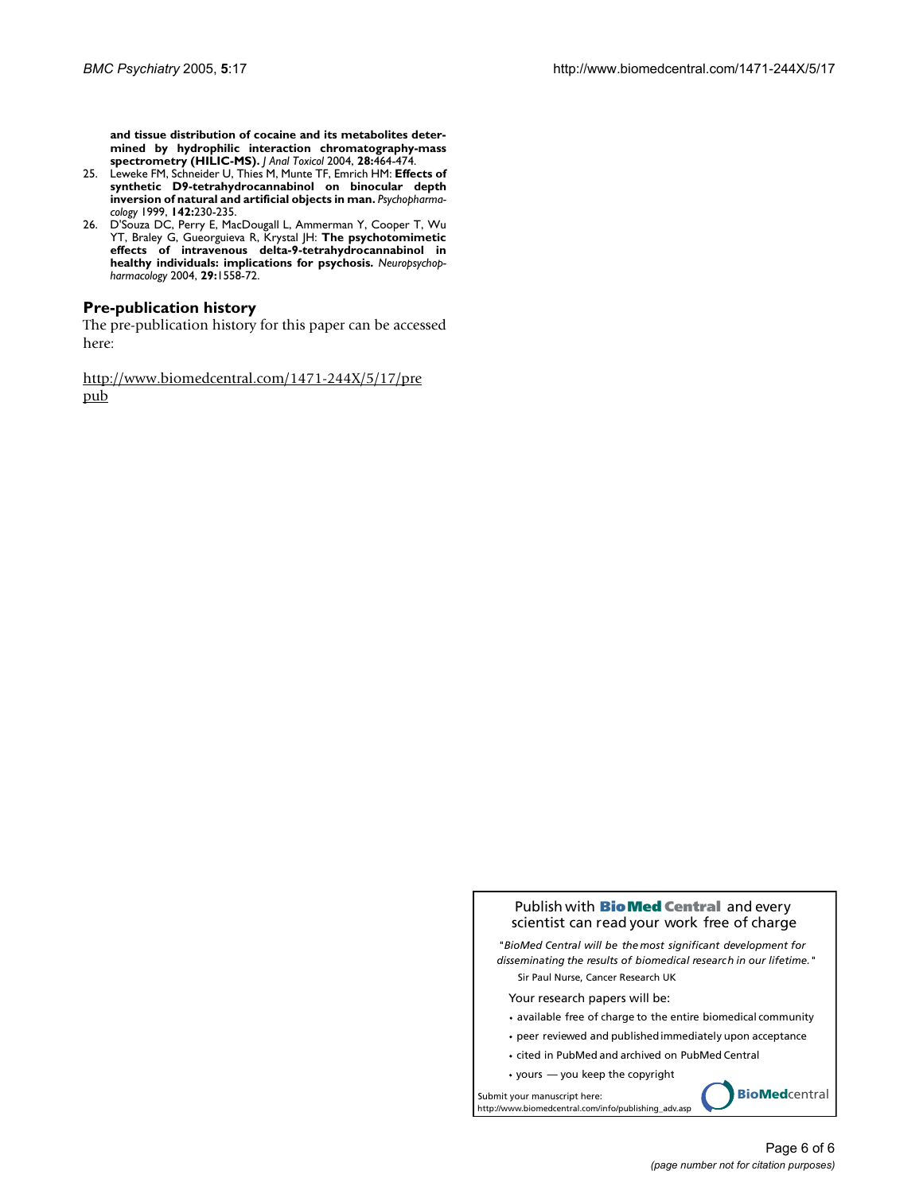and tissue distribution of cocaine and its metabolites determined by hydrophilic interaction chromatography-mass spectrometry (HILIC-MS).** *J Anal Toxicol* 2004, **28:**464-474.

25. Leweke FM, Schneider U, Thies M, Munte TF, Emrich HM: **Effects of synthetic D9-tetrahydrocannabinol on binocular depth inversion of natural and artificial objects in man.** *Psychopharmacology* 1999, **142:**230-235.
26. D'Souza DC, Perry E, MacDougall L, Ammerman Y, Cooper T, Wu YT, Braley G, Gueorguieva R, Krystal JH: **The psychotomimetic effects of intravenous delta-9-tetrahydrocannabinol in healthy individuals: implications for psychosis.** *Neuropsychopharmacology* 2004, **29:**1558-72.

## Pre-publication history

The pre-publication history for this paper can be accessed here:

http://www.biomedcentral.com/1471-244X/5/17/prepub

Publish with **BioMed Central** and every scientist can read your work free of charge

*"BioMed Central will be the most significant development for disseminating the results of biomedical research in our lifetime."*

Sir Paul Nurse, Cancer Research UK

Your research papers will be:

- available free of charge to the entire biomedical community
- peer reviewed and published immediately upon acceptance
- cited in PubMed and archived on PubMed Central
- yours — you keep the copyright

Submit your manuscript here:
http://www.biomedcentral.com/info/publishing_adv.asp

**BioMed**central